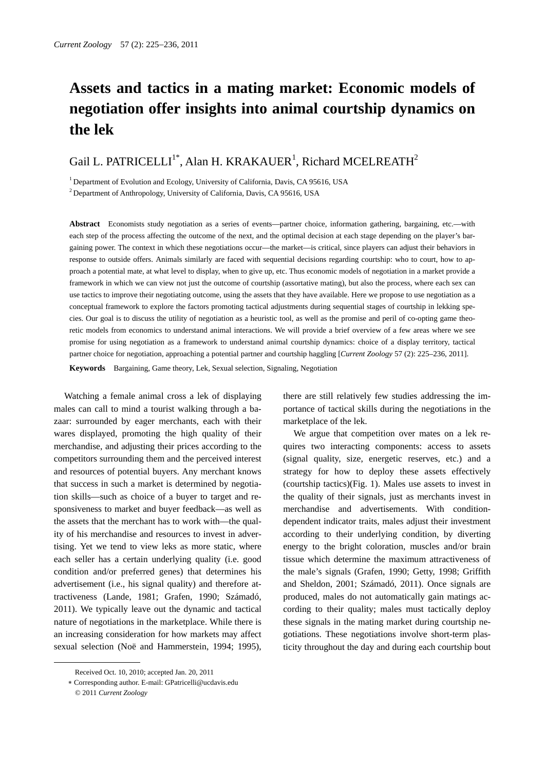# Assets and tactics in a mating market: Economic models of negotiation offer insights into animal courtship dynamics on the lek

Gail L. PATRICELLI[1*], Alan H. KRAKAUER[1], Richard MCELREATH[2]

[1] Department of Evolution and Ecology, University of California, Davis, CA 95616, USA

[2] Department of Anthropology, University of California, Davis, CA 95616, USA

**Abstract** Economists study negotiation as a series of events—partner choice, information gathering, bargaining, etc.—with each step of the process affecting the outcome of the next, and the optimal decision at each stage depending on the player's bargaining power. The context in which these negotiations occur—the market—is critical, since players can adjust their behaviors in response to outside offers. Animals similarly are faced with sequential decisions regarding courtship: who to court, how to approach a potential mate, at what level to display, when to give up, etc. Thus economic models of negotiation in a market provide a framework in which we can view not just the outcome of courtship (assortative mating), but also the process, where each sex can use tactics to improve their negotiating outcome, using the assets that they have available. Here we propose to use negotiation as a conceptual framework to explore the factors promoting tactical adjustments during sequential stages of courtship in lekking species. Our goal is to discuss the utility of negotiation as a heuristic tool, as well as the promise and peril of co-opting game theoretic models from economics to understand animal interactions. We will provide a brief overview of a few areas where we see promise for using negotiation as a framework to understand animal courtship dynamics: choice of a display territory, tactical partner choice for negotiation, approaching a potential partner and courtship haggling [*Current Zoology* 57 (2): 225–236, 2011].

**Keywords** Bargaining, Game theory, Lek, Sexual selection, Signaling, Negotiation

Watching a female animal cross a lek of displaying males can call to mind a tourist walking through a bazaar: surrounded by eager merchants, each with their wares displayed, promoting the high quality of their merchandise, and adjusting their prices according to the competitors surrounding them and the perceived interest and resources of potential buyers. Any merchant knows that success in such a market is determined by negotiation skills—such as choice of a buyer to target and responsiveness to market and buyer feedback—as well as the assets that the merchant has to work with—the quality of his merchandise and resources to invest in advertising. Yet we tend to view leks as more static, where each seller has a certain underlying quality (i.e. good condition and/or preferred genes) that determines his advertisement (i.e., his signal quality) and therefore attractiveness (Lande, 1981; Grafen, 1990; Számadó, 2011). We typically leave out the dynamic and tactical nature of negotiations in the marketplace. While there is an increasing consideration for how markets may affect sexual selection (Noë and Hammerstein, 1994; 1995), there are still relatively few studies addressing the importance of tactical skills during the negotiations in the marketplace of the lek.

We argue that competition over mates on a lek requires two interacting components: access to assets (signal quality, size, energetic reserves, etc.) and a strategy for how to deploy these assets effectively (courtship tactics)(Fig. 1). Males use assets to invest in the quality of their signals, just as merchants invest in merchandise and advertisements. With condition-dependent indicator traits, males adjust their investment according to their underlying condition, by diverting energy to the bright coloration, muscles and/or brain tissue which determine the maximum attractiveness of the male's signals (Grafen, 1990; Getty, 1998; Griffith and Sheldon, 2001; Számadó, 2011). Once signals are produced, males do not automatically gain matings according to their quality; males must tactically deploy these signals in the mating market during courtship negotiations. These negotiations involve short-term plasticity throughout the day and during each courtship bout

Received Oct. 10, 2010; accepted Jan. 20, 2011

∗ Corresponding author. E-mail: GPatricelli@ucdavis.edu

© 2011 *Current Zoology*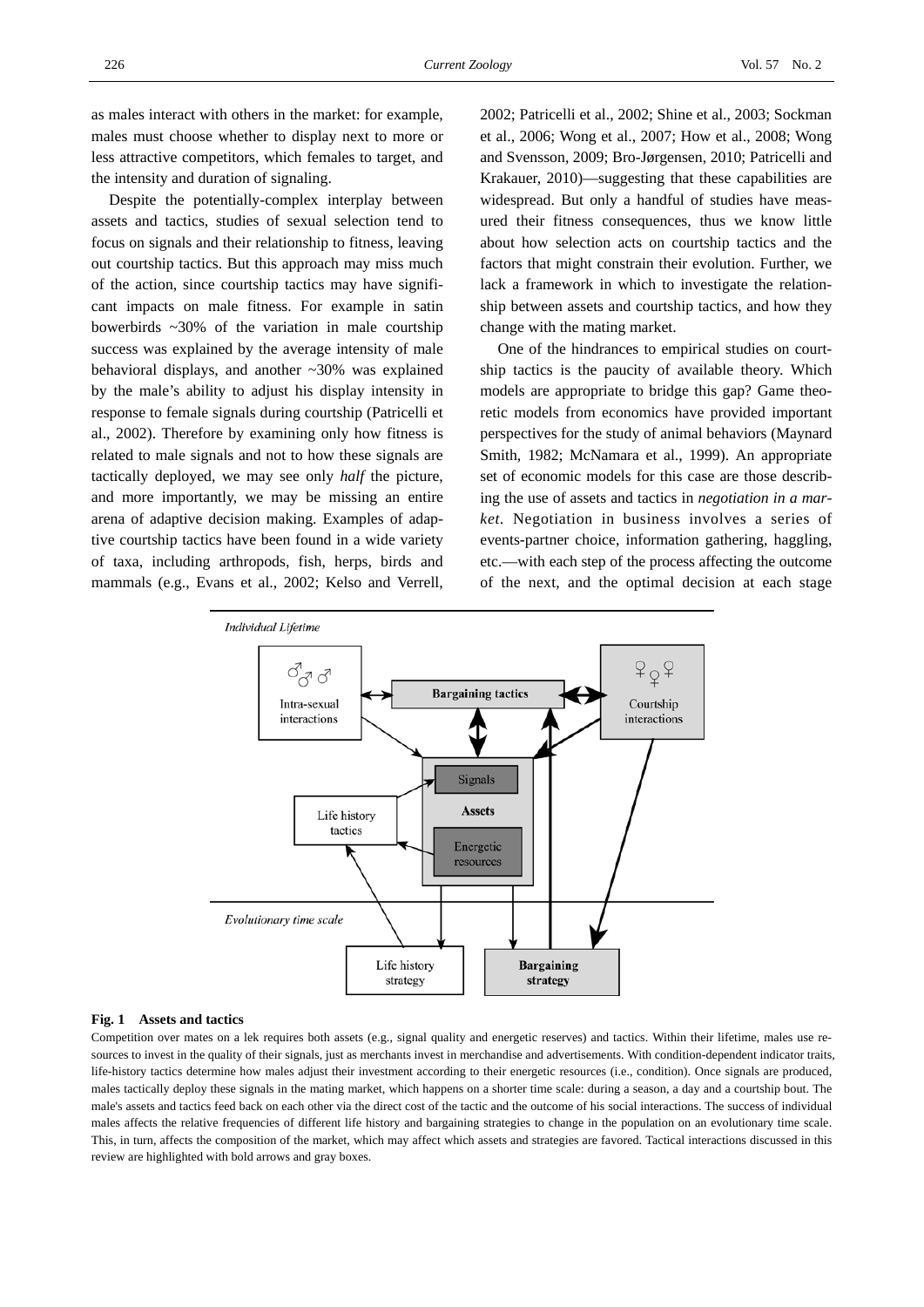as males interact with others in the market: for example, males must choose whether to display next to more or less attractive competitors, which females to target, and the intensity and duration of signaling.

Despite the potentially-complex interplay between assets and tactics, studies of sexual selection tend to focus on signals and their relationship to fitness, leaving out courtship tactics. But this approach may miss much of the action, since courtship tactics may have significant impacts on male fitness. For example in satin bowerbirds ~30% of the variation in male courtship success was explained by the average intensity of male behavioral displays, and another ~30% was explained by the male's ability to adjust his display intensity in response to female signals during courtship (Patricelli et al., 2002). Therefore by examining only how fitness is related to male signals and not to how these signals are tactically deployed, we may see only *half* the picture, and more importantly, we may be missing an entire arena of adaptive decision making. Examples of adaptive courtship tactics have been found in a wide variety of taxa, including arthropods, fish, herps, birds and mammals (e.g., Evans et al., 2002; Kelso and Verrell, 2002; Patricelli et al., 2002; Shine et al., 2003; Sockman et al., 2006; Wong et al., 2007; How et al., 2008; Wong and Svensson, 2009; Bro-Jørgensen, 2010; Patricelli and Krakauer, 2010)—suggesting that these capabilities are widespread. But only a handful of studies have measured their fitness consequences, thus we know little about how selection acts on courtship tactics and the factors that might constrain their evolution. Further, we lack a framework in which to investigate the relationship between assets and courtship tactics, and how they change with the mating market.

One of the hindrances to empirical studies on courtship tactics is the paucity of available theory. Which models are appropriate to bridge this gap? Game theoretic models from economics have provided important perspectives for the study of animal behaviors (Maynard Smith, 1982; McNamara et al., 1999). An appropriate set of economic models for this case are those describing the use of assets and tactics in *negotiation in a market*. Negotiation in business involves a series of events-partner choice, information gathering, haggling, etc.—with each step of the process affecting the outcome of the next, and the optimal decision at each stage

**Fig. 1 Assets and tactics**

Competition over mates on a lek requires both assets (e.g., signal quality and energetic reserves) and tactics. Within their lifetime, males use resources to invest in the quality of their signals, just as merchants invest in merchandise and advertisements. With condition-dependent indicator traits, life-history tactics determine how males adjust their investment according to their energetic resources (i.e., condition). Once signals are produced, males tactically deploy these signals in the mating market, which happens on a shorter time scale: during a season, a day and a courtship bout. The male's assets and tactics feed back on each other via the direct cost of the tactic and the outcome of his social interactions. The success of individual males affects the relative frequencies of different life history and bargaining strategies to change in the population on an evolutionary time scale. This, in turn, affects the composition of the market, which may affect which assets and strategies are favored. Tactical interactions discussed in this review are highlighted with bold arrows and gray boxes.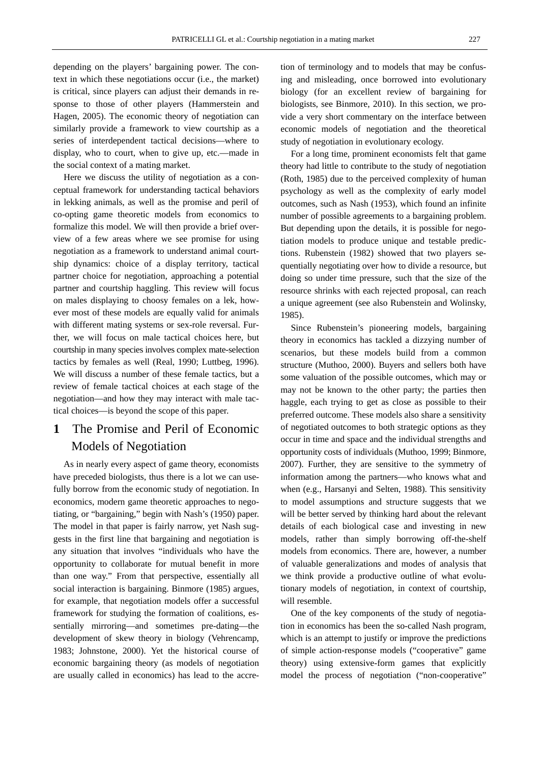depending on the players' bargaining power. The context in which these negotiations occur (i.e., the market) is critical, since players can adjust their demands in response to those of other players (Hammerstein and Hagen, 2005). The economic theory of negotiation can similarly provide a framework to view courtship as a series of interdependent tactical decisions—where to display, who to court, when to give up, etc.—made in the social context of a mating market.

Here we discuss the utility of negotiation as a conceptual framework for understanding tactical behaviors in lekking animals, as well as the promise and peril of co-opting game theoretic models from economics to formalize this model. We will then provide a brief overview of a few areas where we see promise for using negotiation as a framework to understand animal courtship dynamics: choice of a display territory, tactical partner choice for negotiation, approaching a potential partner and courtship haggling. This review will focus on males displaying to choosy females on a lek, however most of these models are equally valid for animals with different mating systems or sex-role reversal. Further, we will focus on male tactical choices here, but courtship in many species involves complex mate-selection tactics by females as well (Real, 1990; Luttbeg, 1996). We will discuss a number of these female tactics, but a review of female tactical choices at each stage of the negotiation—and how they may interact with male tactical choices—is beyond the scope of this paper.

## 1 The Promise and Peril of Economic Models of Negotiation

As in nearly every aspect of game theory, economists have preceded biologists, thus there is a lot we can usefully borrow from the economic study of negotiation. In economics, modern game theoretic approaches to negotiating, or "bargaining," begin with Nash's (1950) paper. The model in that paper is fairly narrow, yet Nash suggests in the first line that bargaining and negotiation is any situation that involves "individuals who have the opportunity to collaborate for mutual benefit in more than one way." From that perspective, essentially all social interaction is bargaining. Binmore (1985) argues, for example, that negotiation models offer a successful framework for studying the formation of coalitions, essentially mirroring—and sometimes pre-dating—the development of skew theory in biology (Vehrencamp, 1983; Johnstone, 2000). Yet the historical course of economic bargaining theory (as models of negotiation are usually called in economics) has lead to the accretion of terminology and to models that may be confusing and misleading, once borrowed into evolutionary biology (for an excellent review of bargaining for biologists, see Binmore, 2010). In this section, we provide a very short commentary on the interface between economic models of negotiation and the theoretical study of negotiation in evolutionary ecology.

For a long time, prominent economists felt that game theory had little to contribute to the study of negotiation (Roth, 1985) due to the perceived complexity of human psychology as well as the complexity of early model outcomes, such as Nash (1953), which found an infinite number of possible agreements to a bargaining problem. But depending upon the details, it is possible for negotiation models to produce unique and testable predictions. Rubenstein (1982) showed that two players sequentially negotiating over how to divide a resource, but doing so under time pressure, such that the size of the resource shrinks with each rejected proposal, can reach a unique agreement (see also Rubenstein and Wolinsky, 1985).

Since Rubenstein's pioneering models, bargaining theory in economics has tackled a dizzying number of scenarios, but these models build from a common structure (Muthoo, 2000). Buyers and sellers both have some valuation of the possible outcomes, which may or may not be known to the other party; the parties then haggle, each trying to get as close as possible to their preferred outcome. These models also share a sensitivity of negotiated outcomes to both strategic options as they occur in time and space and the individual strengths and opportunity costs of individuals (Muthoo, 1999; Binmore, 2007). Further, they are sensitive to the symmetry of information among the partners—who knows what and when (e.g., Harsanyi and Selten, 1988). This sensitivity to model assumptions and structure suggests that we will be better served by thinking hard about the relevant details of each biological case and investing in new models, rather than simply borrowing off-the-shelf models from economics. There are, however, a number of valuable generalizations and modes of analysis that we think provide a productive outline of what evolutionary models of negotiation, in context of courtship, will resemble.

One of the key components of the study of negotiation in economics has been the so-called Nash program, which is an attempt to justify or improve the predictions of simple action-response models ("cooperative" game theory) using extensive-form games that explicitly model the process of negotiation ("non-cooperative"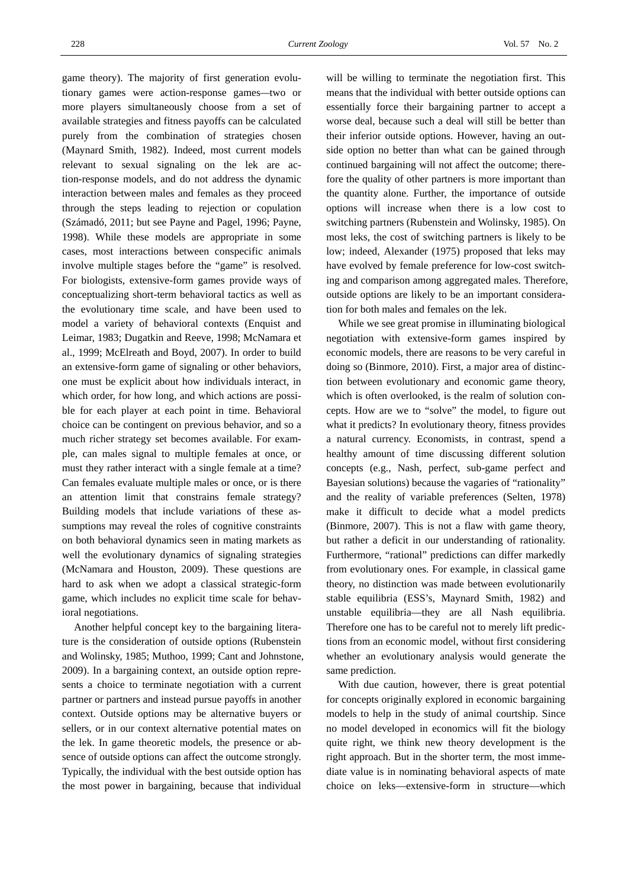game theory). The majority of first generation evolutionary games were action-response games—two or more players simultaneously choose from a set of available strategies and fitness payoffs can be calculated purely from the combination of strategies chosen (Maynard Smith, 1982). Indeed, most current models relevant to sexual signaling on the lek are action-response models, and do not address the dynamic interaction between males and females as they proceed through the steps leading to rejection or copulation (Számadó, 2011; but see Payne and Pagel, 1996; Payne, 1998). While these models are appropriate in some cases, most interactions between conspecific animals involve multiple stages before the "game" is resolved. For biologists, extensive-form games provide ways of conceptualizing short-term behavioral tactics as well as the evolutionary time scale, and have been used to model a variety of behavioral contexts (Enquist and Leimar, 1983; Dugatkin and Reeve, 1998; McNamara et al., 1999; McElreath and Boyd, 2007). In order to build an extensive-form game of signaling or other behaviors, one must be explicit about how individuals interact, in which order, for how long, and which actions are possible for each player at each point in time. Behavioral choice can be contingent on previous behavior, and so a much richer strategy set becomes available. For example, can males signal to multiple females at once, or must they rather interact with a single female at a time? Can females evaluate multiple males or once, or is there an attention limit that constrains female strategy? Building models that include variations of these assumptions may reveal the roles of cognitive constraints on both behavioral dynamics seen in mating markets as well the evolutionary dynamics of signaling strategies (McNamara and Houston, 2009). These questions are hard to ask when we adopt a classical strategic-form game, which includes no explicit time scale for behavioral negotiations.

Another helpful concept key to the bargaining literature is the consideration of outside options (Rubenstein and Wolinsky, 1985; Muthoo, 1999; Cant and Johnstone, 2009). In a bargaining context, an outside option represents a choice to terminate negotiation with a current partner or partners and instead pursue payoffs in another context. Outside options may be alternative buyers or sellers, or in our context alternative potential mates on the lek. In game theoretic models, the presence or absence of outside options can affect the outcome strongly. Typically, the individual with the best outside option has the most power in bargaining, because that individual will be willing to terminate the negotiation first. This means that the individual with better outside options can essentially force their bargaining partner to accept a worse deal, because such a deal will still be better than their inferior outside options. However, having an outside option no better than what can be gained through continued bargaining will not affect the outcome; therefore the quality of other partners is more important than the quantity alone. Further, the importance of outside options will increase when there is a low cost to switching partners (Rubenstein and Wolinsky, 1985). On most leks, the cost of switching partners is likely to be low; indeed, Alexander (1975) proposed that leks may have evolved by female preference for low-cost switching and comparison among aggregated males. Therefore, outside options are likely to be an important consideration for both males and females on the lek.

While we see great promise in illuminating biological negotiation with extensive-form games inspired by economic models, there are reasons to be very careful in doing so (Binmore, 2010). First, a major area of distinction between evolutionary and economic game theory, which is often overlooked, is the realm of solution concepts. How are we to "solve" the model, to figure out what it predicts? In evolutionary theory, fitness provides a natural currency. Economists, in contrast, spend a healthy amount of time discussing different solution concepts (e.g., Nash, perfect, sub-game perfect and Bayesian solutions) because the vagaries of "rationality" and the reality of variable preferences (Selten, 1978) make it difficult to decide what a model predicts (Binmore, 2007). This is not a flaw with game theory, but rather a deficit in our understanding of rationality. Furthermore, "rational" predictions can differ markedly from evolutionary ones. For example, in classical game theory, no distinction was made between evolutionarily stable equilibria (ESS's, Maynard Smith, 1982) and unstable equilibria—they are all Nash equilibria. Therefore one has to be careful not to merely lift predictions from an economic model, without first considering whether an evolutionary analysis would generate the same prediction.

With due caution, however, there is great potential for concepts originally explored in economic bargaining models to help in the study of animal courtship. Since no model developed in economics will fit the biology quite right, we think new theory development is the right approach. But in the shorter term, the most immediate value is in nominating behavioral aspects of mate choice on leks—extensive-form in structure—which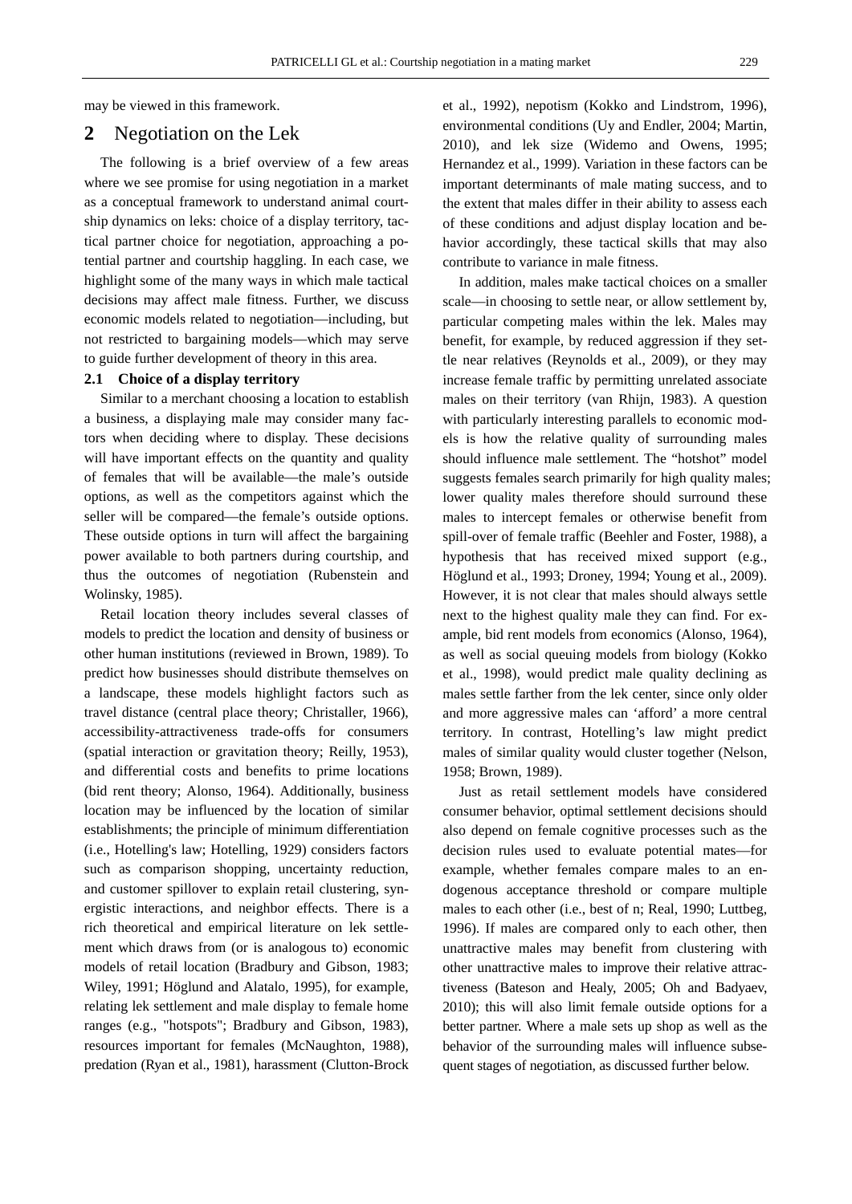may be viewed in this framework.

## 2 Negotiation on the Lek

The following is a brief overview of a few areas where we see promise for using negotiation in a market as a conceptual framework to understand animal courtship dynamics on leks: choice of a display territory, tactical partner choice for negotiation, approaching a potential partner and courtship haggling. In each case, we highlight some of the many ways in which male tactical decisions may affect male fitness. Further, we discuss economic models related to negotiation—including, but not restricted to bargaining models—which may serve to guide further development of theory in this area.

### 2.1 Choice of a display territory

Similar to a merchant choosing a location to establish a business, a displaying male may consider many factors when deciding where to display. These decisions will have important effects on the quantity and quality of females that will be available—the male's outside options, as well as the competitors against which the seller will be compared—the female's outside options. These outside options in turn will affect the bargaining power available to both partners during courtship, and thus the outcomes of negotiation (Rubenstein and Wolinsky, 1985).

Retail location theory includes several classes of models to predict the location and density of business or other human institutions (reviewed in Brown, 1989). To predict how businesses should distribute themselves on a landscape, these models highlight factors such as travel distance (central place theory; Christaller, 1966), accessibility-attractiveness trade-offs for consumers (spatial interaction or gravitation theory; Reilly, 1953), and differential costs and benefits to prime locations (bid rent theory; Alonso, 1964). Additionally, business location may be influenced by the location of similar establishments; the principle of minimum differentiation (i.e., Hotelling's law; Hotelling, 1929) considers factors such as comparison shopping, uncertainty reduction, and customer spillover to explain retail clustering, synergistic interactions, and neighbor effects. There is a rich theoretical and empirical literature on lek settlement which draws from (or is analogous to) economic models of retail location (Bradbury and Gibson, 1983; Wiley, 1991; Höglund and Alatalo, 1995), for example, relating lek settlement and male display to female home ranges (e.g., "hotspots"; Bradbury and Gibson, 1983), resources important for females (McNaughton, 1988), predation (Ryan et al., 1981), harassment (Clutton-Brock et al., 1992), nepotism (Kokko and Lindstrom, 1996), environmental conditions (Uy and Endler, 2004; Martin, 2010), and lek size (Widemo and Owens, 1995; Hernandez et al., 1999). Variation in these factors can be important determinants of male mating success, and to the extent that males differ in their ability to assess each of these conditions and adjust display location and behavior accordingly, these tactical skills that may also contribute to variance in male fitness.

In addition, males make tactical choices on a smaller scale—in choosing to settle near, or allow settlement by, particular competing males within the lek. Males may benefit, for example, by reduced aggression if they settle near relatives (Reynolds et al., 2009), or they may increase female traffic by permitting unrelated associate males on their territory (van Rhijn, 1983). A question with particularly interesting parallels to economic models is how the relative quality of surrounding males should influence male settlement. The "hotshot" model suggests females search primarily for high quality males; lower quality males therefore should surround these males to intercept females or otherwise benefit from spill-over of female traffic (Beehler and Foster, 1988), a hypothesis that has received mixed support (e.g., Höglund et al., 1993; Droney, 1994; Young et al., 2009). However, it is not clear that males should always settle next to the highest quality male they can find. For example, bid rent models from economics (Alonso, 1964), as well as social queuing models from biology (Kokko et al., 1998), would predict male quality declining as males settle farther from the lek center, since only older and more aggressive males can 'afford' a more central territory. In contrast, Hotelling's law might predict males of similar quality would cluster together (Nelson, 1958; Brown, 1989).

Just as retail settlement models have considered consumer behavior, optimal settlement decisions should also depend on female cognitive processes such as the decision rules used to evaluate potential mates—for example, whether females compare males to an endogenous acceptance threshold or compare multiple males to each other (i.e., best of n; Real, 1990; Luttbeg, 1996). If males are compared only to each other, then unattractive males may benefit from clustering with other unattractive males to improve their relative attractiveness (Bateson and Healy, 2005; Oh and Badyaev, 2010); this will also limit female outside options for a better partner. Where a male sets up shop as well as the behavior of the surrounding males will influence subsequent stages of negotiation, as discussed further below.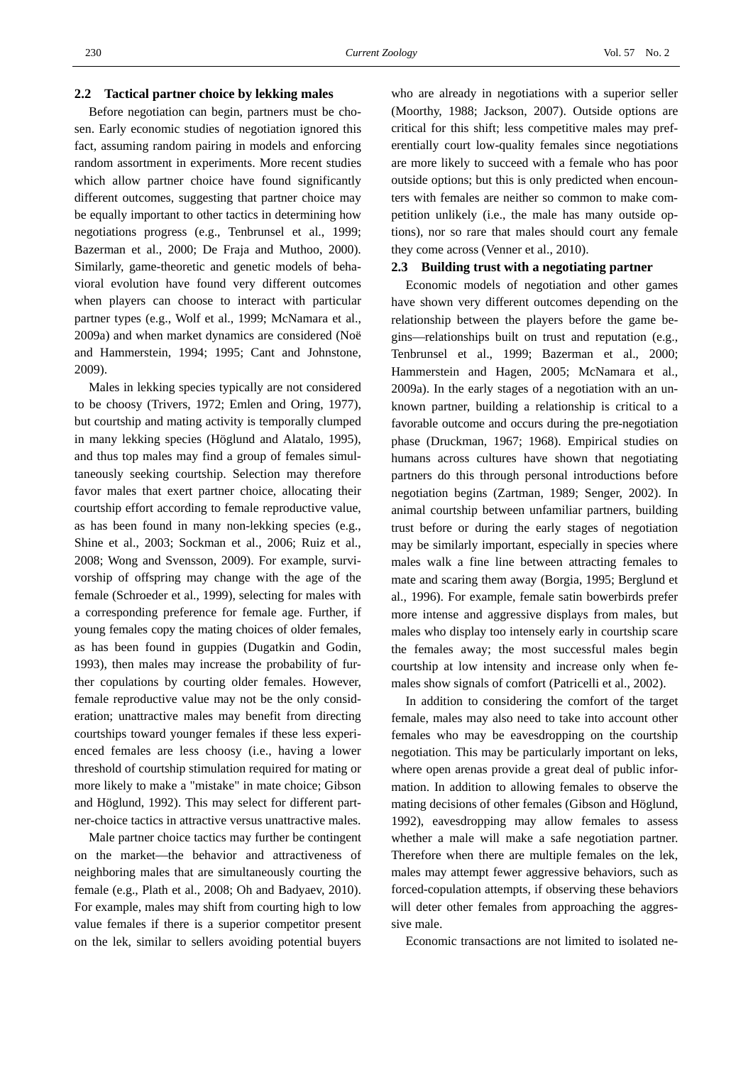### 2.2 Tactical partner choice by lekking males

Before negotiation can begin, partners must be chosen. Early economic studies of negotiation ignored this fact, assuming random pairing in models and enforcing random assortment in experiments. More recent studies which allow partner choice have found significantly different outcomes, suggesting that partner choice may be equally important to other tactics in determining how negotiations progress (e.g., Tenbrunsel et al., 1999; Bazerman et al., 2000; De Fraja and Muthoo, 2000). Similarly, game-theoretic and genetic models of behavioral evolution have found very different outcomes when players can choose to interact with particular partner types (e.g., Wolf et al., 1999; McNamara et al., 2009a) and when market dynamics are considered (Noë and Hammerstein, 1994; 1995; Cant and Johnstone, 2009).

Males in lekking species typically are not considered to be choosy (Trivers, 1972; Emlen and Oring, 1977), but courtship and mating activity is temporally clumped in many lekking species (Höglund and Alatalo, 1995), and thus top males may find a group of females simultaneously seeking courtship. Selection may therefore favor males that exert partner choice, allocating their courtship effort according to female reproductive value, as has been found in many non-lekking species (e.g., Shine et al., 2003; Sockman et al., 2006; Ruiz et al., 2008; Wong and Svensson, 2009). For example, survivorship of offspring may change with the age of the female (Schroeder et al., 1999), selecting for males with a corresponding preference for female age. Further, if young females copy the mating choices of older females, as has been found in guppies (Dugatkin and Godin, 1993), then males may increase the probability of further copulations by courting older females. However, female reproductive value may not be the only consideration; unattractive males may benefit from directing courtships toward younger females if these less experienced females are less choosy (i.e., having a lower threshold of courtship stimulation required for mating or more likely to make a "mistake" in mate choice; Gibson and Höglund, 1992). This may select for different partner-choice tactics in attractive versus unattractive males.

Male partner choice tactics may further be contingent on the market—the behavior and attractiveness of neighboring males that are simultaneously courting the female (e.g., Plath et al., 2008; Oh and Badyaev, 2010). For example, males may shift from courting high to low value females if there is a superior competitor present on the lek, similar to sellers avoiding potential buyers who are already in negotiations with a superior seller (Moorthy, 1988; Jackson, 2007). Outside options are critical for this shift; less competitive males may preferentially court low-quality females since negotiations are more likely to succeed with a female who has poor outside options; but this is only predicted when encounters with females are neither so common to make competition unlikely (i.e., the male has many outside options), nor so rare that males should court any female they come across (Venner et al., 2010).

### 2.3 Building trust with a negotiating partner

Economic models of negotiation and other games have shown very different outcomes depending on the relationship between the players before the game begins—relationships built on trust and reputation (e.g., Tenbrunsel et al., 1999; Bazerman et al., 2000; Hammerstein and Hagen, 2005; McNamara et al., 2009a). In the early stages of a negotiation with an unknown partner, building a relationship is critical to a favorable outcome and occurs during the pre-negotiation phase (Druckman, 1967; 1968). Empirical studies on humans across cultures have shown that negotiating partners do this through personal introductions before negotiation begins (Zartman, 1989; Senger, 2002). In animal courtship between unfamiliar partners, building trust before or during the early stages of negotiation may be similarly important, especially in species where males walk a fine line between attracting females to mate and scaring them away (Borgia, 1995; Berglund et al., 1996). For example, female satin bowerbirds prefer more intense and aggressive displays from males, but males who display too intensely early in courtship scare the females away; the most successful males begin courtship at low intensity and increase only when females show signals of comfort (Patricelli et al., 2002).

In addition to considering the comfort of the target female, males may also need to take into account other females who may be eavesdropping on the courtship negotiation. This may be particularly important on leks, where open arenas provide a great deal of public information. In addition to allowing females to observe the mating decisions of other females (Gibson and Höglund, 1992), eavesdropping may allow females to assess whether a male will make a safe negotiation partner. Therefore when there are multiple females on the lek, males may attempt fewer aggressive behaviors, such as forced-copulation attempts, if observing these behaviors will deter other females from approaching the aggressive male.

Economic transactions are not limited to isolated ne-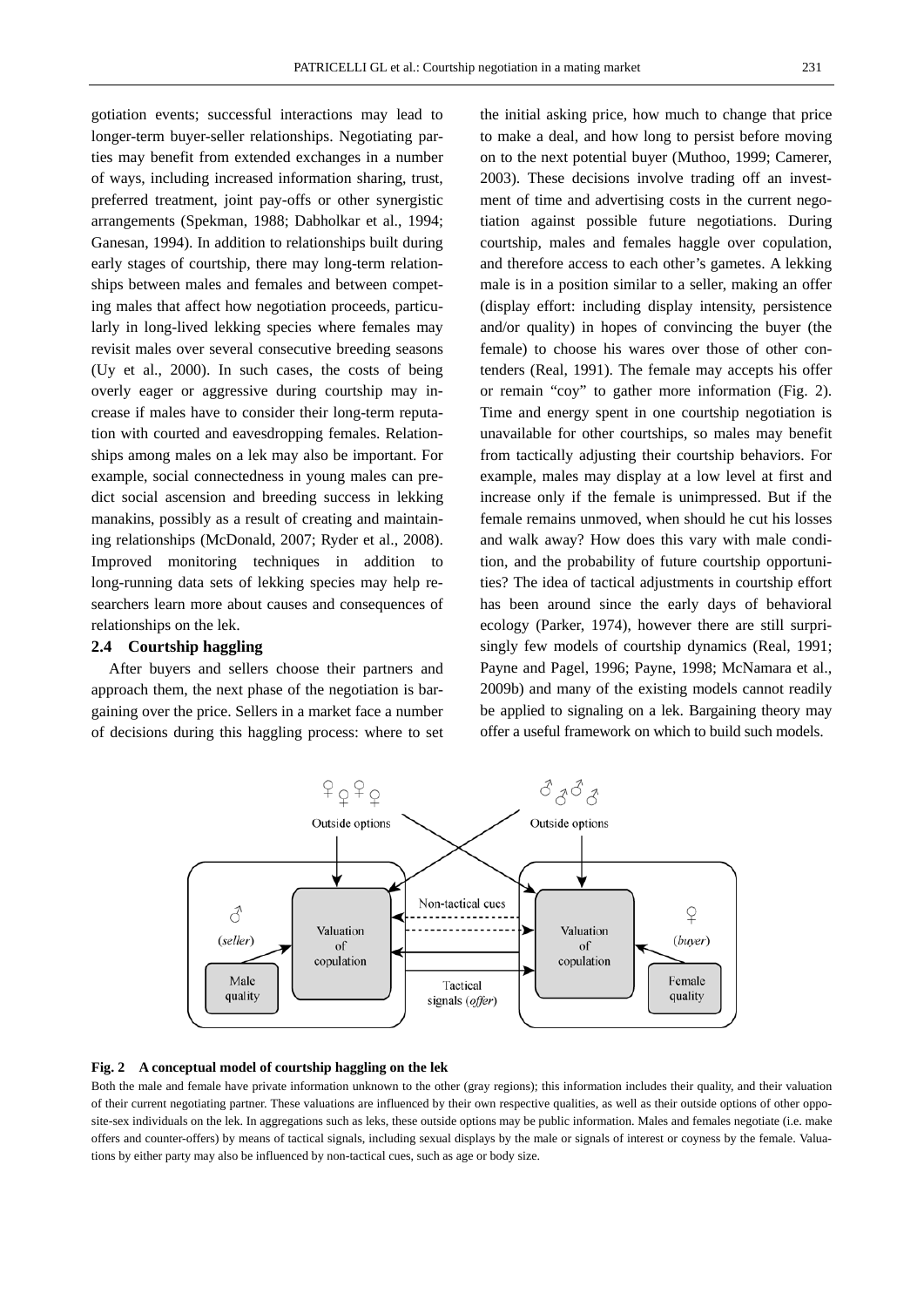gotiation events; successful interactions may lead to longer-term buyer-seller relationships. Negotiating parties may benefit from extended exchanges in a number of ways, including increased information sharing, trust, preferred treatment, joint pay-offs or other synergistic arrangements (Spekman, 1988; Dabholkar et al., 1994; Ganesan, 1994). In addition to relationships built during early stages of courtship, there may long-term relationships between males and females and between competing males that affect how negotiation proceeds, particularly in long-lived lekking species where females may revisit males over several consecutive breeding seasons (Uy et al., 2000). In such cases, the costs of being overly eager or aggressive during courtship may increase if males have to consider their long-term reputation with courted and eavesdropping females. Relationships among males on a lek may also be important. For example, social connectedness in young males can predict social ascension and breeding success in lekking manakins, possibly as a result of creating and maintaining relationships (McDonald, 2007; Ryder et al., 2008). Improved monitoring techniques in addition to long-running data sets of lekking species may help researchers learn more about causes and consequences of relationships on the lek.

### 2.4 Courtship haggling

After buyers and sellers choose their partners and approach them, the next phase of the negotiation is bargaining over the price. Sellers in a market face a number of decisions during this haggling process: where to set the initial asking price, how much to change that price to make a deal, and how long to persist before moving on to the next potential buyer (Muthoo, 1999; Camerer, 2003). These decisions involve trading off an investment of time and advertising costs in the current negotiation against possible future negotiations. During courtship, males and females haggle over copulation, and therefore access to each other's gametes. A lekking male is in a position similar to a seller, making an offer (display effort: including display intensity, persistence and/or quality) in hopes of convincing the buyer (the female) to choose his wares over those of other contenders (Real, 1991). The female may accepts his offer or remain "coy" to gather more information (Fig. 2). Time and energy spent in one courtship negotiation is unavailable for other courtships, so males may benefit from tactically adjusting their courtship behaviors. For example, males may display at a low level at first and increase only if the female is unimpressed. But if the female remains unmoved, when should he cut his losses and walk away? How does this vary with male condition, and the probability of future courtship opportunities? The idea of tactical adjustments in courtship effort has been around since the early days of behavioral ecology (Parker, 1974), however there are still surprisingly few models of courtship dynamics (Real, 1991; Payne and Pagel, 1996; Payne, 1998; McNamara et al., 2009b) and many of the existing models cannot readily be applied to signaling on a lek. Bargaining theory may offer a useful framework on which to build such models.

**Fig. 2 A conceptual model of courtship haggling on the lek**

Both the male and female have private information unknown to the other (gray regions); this information includes their quality, and their valuation of their current negotiating partner. These valuations are influenced by their own respective qualities, as well as their outside options of other opposite-sex individuals on the lek. In aggregations such as leks, these outside options may be public information. Males and females negotiate (i.e. make offers and counter-offers) by means of tactical signals, including sexual displays by the male or signals of interest or coyness by the female. Valuations by either party may also be influenced by non-tactical cues, such as age or body size.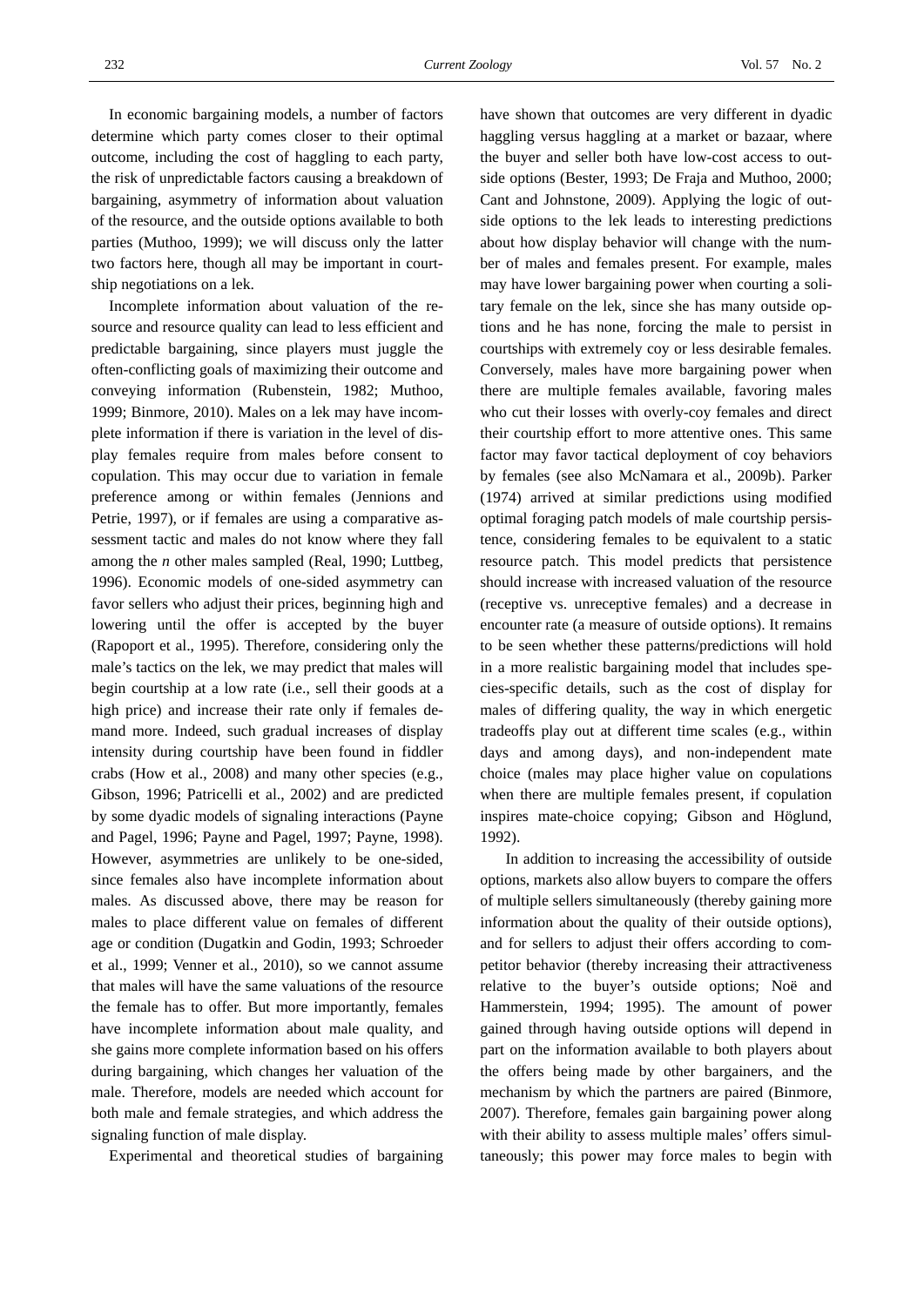In economic bargaining models, a number of factors determine which party comes closer to their optimal outcome, including the cost of haggling to each party, the risk of unpredictable factors causing a breakdown of bargaining, asymmetry of information about valuation of the resource, and the outside options available to both parties (Muthoo, 1999); we will discuss only the latter two factors here, though all may be important in courtship negotiations on a lek.

Incomplete information about valuation of the resource and resource quality can lead to less efficient and predictable bargaining, since players must juggle the often-conflicting goals of maximizing their outcome and conveying information (Rubenstein, 1982; Muthoo, 1999; Binmore, 2010). Males on a lek may have incomplete information if there is variation in the level of display females require from males before consent to copulation. This may occur due to variation in female preference among or within females (Jennions and Petrie, 1997), or if females are using a comparative assessment tactic and males do not know where they fall among the *n* other males sampled (Real, 1990; Luttbeg, 1996). Economic models of one-sided asymmetry can favor sellers who adjust their prices, beginning high and lowering until the offer is accepted by the buyer (Rapoport et al., 1995). Therefore, considering only the male's tactics on the lek, we may predict that males will begin courtship at a low rate (i.e., sell their goods at a high price) and increase their rate only if females demand more. Indeed, such gradual increases of display intensity during courtship have been found in fiddler crabs (How et al., 2008) and many other species (e.g., Gibson, 1996; Patricelli et al., 2002) and are predicted by some dyadic models of signaling interactions (Payne and Pagel, 1996; Payne and Pagel, 1997; Payne, 1998). However, asymmetries are unlikely to be one-sided, since females also have incomplete information about males. As discussed above, there may be reason for males to place different value on females of different age or condition (Dugatkin and Godin, 1993; Schroeder et al., 1999; Venner et al., 2010), so we cannot assume that males will have the same valuations of the resource the female has to offer. But more importantly, females have incomplete information about male quality, and she gains more complete information based on his offers during bargaining, which changes her valuation of the male. Therefore, models are needed which account for both male and female strategies, and which address the signaling function of male display.

Experimental and theoretical studies of bargaining have shown that outcomes are very different in dyadic haggling versus haggling at a market or bazaar, where the buyer and seller both have low-cost access to outside options (Bester, 1993; De Fraja and Muthoo, 2000; Cant and Johnstone, 2009). Applying the logic of outside options to the lek leads to interesting predictions about how display behavior will change with the number of males and females present. For example, males may have lower bargaining power when courting a solitary female on the lek, since she has many outside options and he has none, forcing the male to persist in courtships with extremely coy or less desirable females. Conversely, males have more bargaining power when there are multiple females available, favoring males who cut their losses with overly-coy females and direct their courtship effort to more attentive ones. This same factor may favor tactical deployment of coy behaviors by females (see also McNamara et al., 2009b). Parker (1974) arrived at similar predictions using modified optimal foraging patch models of male courtship persistence, considering females to be equivalent to a static resource patch. This model predicts that persistence should increase with increased valuation of the resource (receptive vs. unreceptive females) and a decrease in encounter rate (a measure of outside options). It remains to be seen whether these patterns/predictions will hold in a more realistic bargaining model that includes species-specific details, such as the cost of display for males of differing quality, the way in which energetic tradeoffs play out at different time scales (e.g., within days and among days), and non-independent mate choice (males may place higher value on copulations when there are multiple females present, if copulation inspires mate-choice copying; Gibson and Höglund, 1992).

In addition to increasing the accessibility of outside options, markets also allow buyers to compare the offers of multiple sellers simultaneously (thereby gaining more information about the quality of their outside options), and for sellers to adjust their offers according to competitor behavior (thereby increasing their attractiveness relative to the buyer's outside options; Noë and Hammerstein, 1994; 1995). The amount of power gained through having outside options will depend in part on the information available to both players about the offers being made by other bargainers, and the mechanism by which the partners are paired (Binmore, 2007). Therefore, females gain bargaining power along with their ability to assess multiple males' offers simultaneously; this power may force males to begin with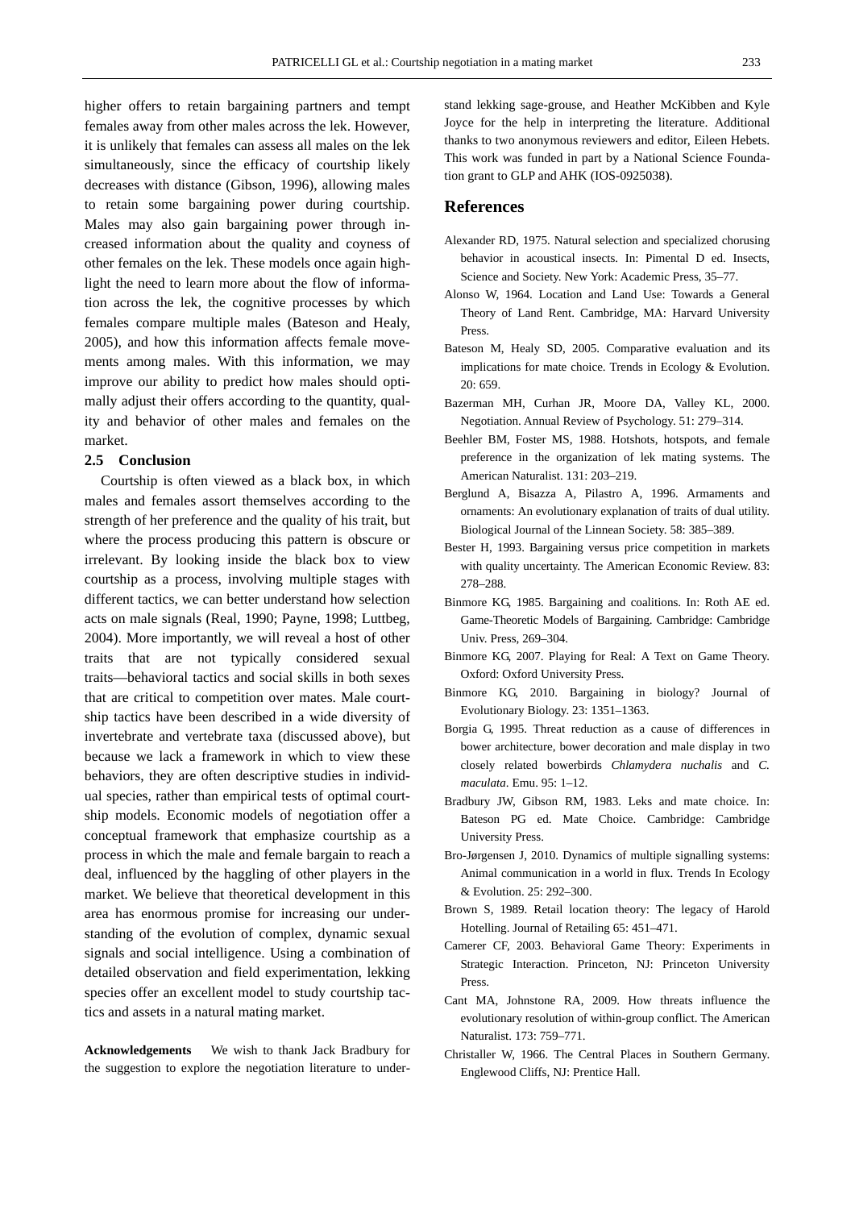higher offers to retain bargaining partners and tempt females away from other males across the lek. However, it is unlikely that females can assess all males on the lek simultaneously, since the efficacy of courtship likely decreases with distance (Gibson, 1996), allowing males to retain some bargaining power during courtship. Males may also gain bargaining power through increased information about the quality and coyness of other females on the lek. These models once again highlight the need to learn more about the flow of information across the lek, the cognitive processes by which females compare multiple males (Bateson and Healy, 2005), and how this information affects female movements among males. With this information, we may improve our ability to predict how males should optimally adjust their offers according to the quantity, quality and behavior of other males and females on the market.

### 2.5 Conclusion

Courtship is often viewed as a black box, in which males and females assort themselves according to the strength of her preference and the quality of his trait, but where the process producing this pattern is obscure or irrelevant. By looking inside the black box to view courtship as a process, involving multiple stages with different tactics, we can better understand how selection acts on male signals (Real, 1990; Payne, 1998; Luttbeg, 2004). More importantly, we will reveal a host of other traits that are not typically considered sexual traits—behavioral tactics and social skills in both sexes that are critical to competition over mates. Male courtship tactics have been described in a wide diversity of invertebrate and vertebrate taxa (discussed above), but because we lack a framework in which to view these behaviors, they are often descriptive studies in individual species, rather than empirical tests of optimal courtship models. Economic models of negotiation offer a conceptual framework that emphasize courtship as a process in which the male and female bargain to reach a deal, influenced by the haggling of other players in the market. We believe that theoretical development in this area has enormous promise for increasing our understanding of the evolution of complex, dynamic sexual signals and social intelligence. Using a combination of detailed observation and field experimentation, lekking species offer an excellent model to study courtship tactics and assets in a natural mating market.

**Acknowledgements** We wish to thank Jack Bradbury for the suggestion to explore the negotiation literature to understand lekking sage-grouse, and Heather McKibben and Kyle Joyce for the help in interpreting the literature. Additional thanks to two anonymous reviewers and editor, Eileen Hebets. This work was funded in part by a National Science Foundation grant to GLP and AHK (IOS-0925038).

## References

Alexander RD, 1975. Natural selection and specialized chorusing behavior in acoustical insects. In: Pimental D ed. Insects, Science and Society. New York: Academic Press, 35–77.

Alonso W, 1964. Location and Land Use: Towards a General Theory of Land Rent. Cambridge, MA: Harvard University Press.

Bateson M, Healy SD, 2005. Comparative evaluation and its implications for mate choice. Trends in Ecology & Evolution. 20: 659.

Bazerman MH, Curhan JR, Moore DA, Valley KL, 2000. Negotiation. Annual Review of Psychology. 51: 279–314.

Beehler BM, Foster MS, 1988. Hotshots, hotspots, and female preference in the organization of lek mating systems. The American Naturalist. 131: 203–219.

Berglund A, Bisazza A, Pilastro A, 1996. Armaments and ornaments: An evolutionary explanation of traits of dual utility. Biological Journal of the Linnean Society. 58: 385–389.

Bester H, 1993. Bargaining versus price competition in markets with quality uncertainty. The American Economic Review. 83: 278–288.

Binmore KG, 1985. Bargaining and coalitions. In: Roth AE ed. Game-Theoretic Models of Bargaining. Cambridge: Cambridge Univ. Press, 269–304.

Binmore KG, 2007. Playing for Real: A Text on Game Theory. Oxford: Oxford University Press.

Binmore KG, 2010. Bargaining in biology? Journal of Evolutionary Biology. 23: 1351–1363.

Borgia G, 1995. Threat reduction as a cause of differences in bower architecture, bower decoration and male display in two closely related bowerbirds *Chlamydera nuchalis* and *C. maculata*. Emu. 95: 1–12.

Bradbury JW, Gibson RM, 1983. Leks and mate choice. In: Bateson PG ed. Mate Choice. Cambridge: Cambridge University Press.

Bro-Jørgensen J, 2010. Dynamics of multiple signalling systems: Animal communication in a world in flux. Trends In Ecology & Evolution. 25: 292–300.

Brown S, 1989. Retail location theory: The legacy of Harold Hotelling. Journal of Retailing 65: 451–471.

Camerer CF, 2003. Behavioral Game Theory: Experiments in Strategic Interaction. Princeton, NJ: Princeton University Press.

Cant MA, Johnstone RA, 2009. How threats influence the evolutionary resolution of within-group conflict. The American Naturalist. 173: 759–771.

Christaller W, 1966. The Central Places in Southern Germany. Englewood Cliffs, NJ: Prentice Hall.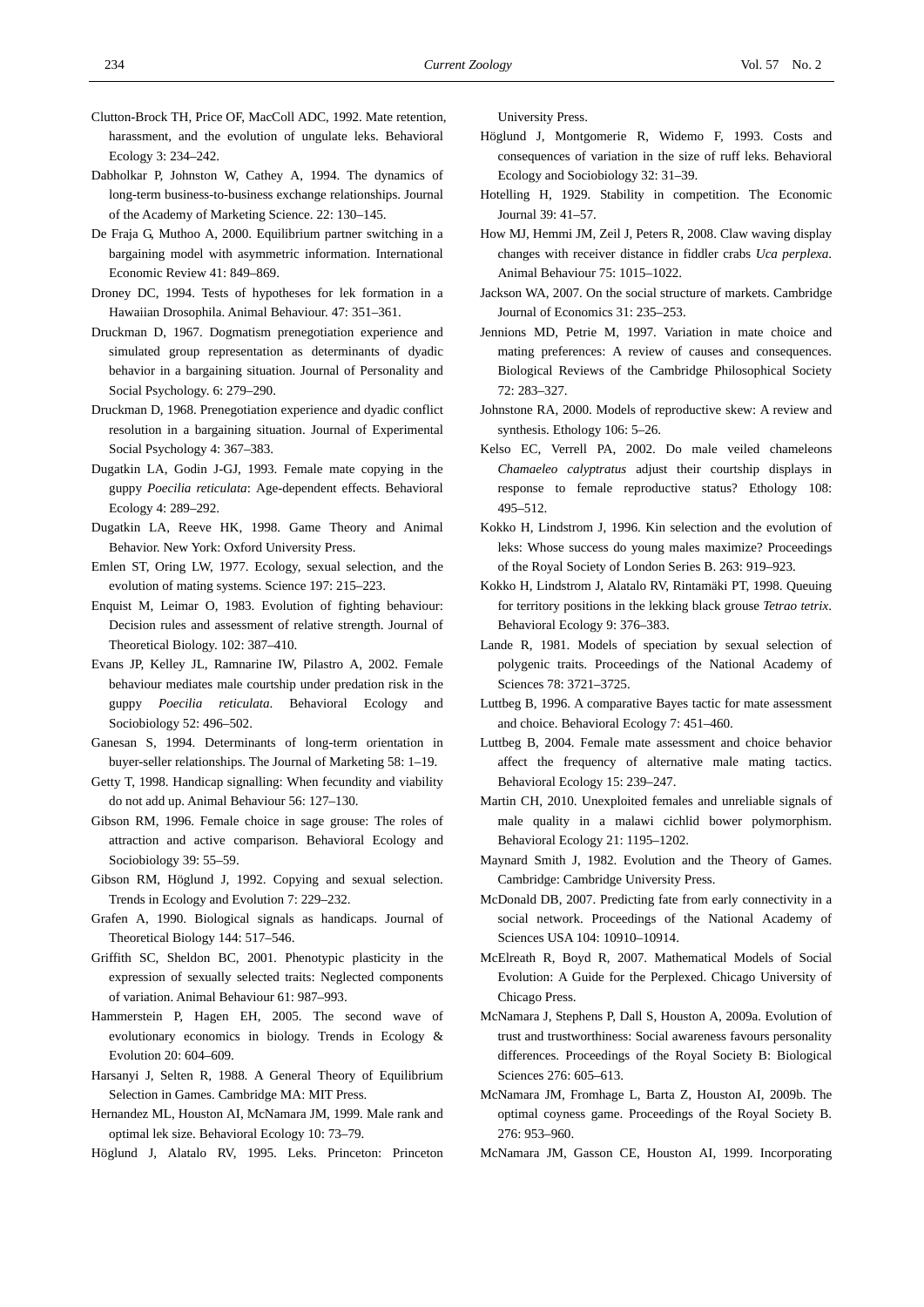Clutton-Brock TH, Price OF, MacColl ADC, 1992. Mate retention, harassment, and the evolution of ungulate leks. Behavioral Ecology 3: 234–242.

Dabholkar P, Johnston W, Cathey A, 1994. The dynamics of long-term business-to-business exchange relationships. Journal of the Academy of Marketing Science. 22: 130–145.

De Fraja G, Muthoo A, 2000. Equilibrium partner switching in a bargaining model with asymmetric information. International Economic Review 41: 849–869.

Droney DC, 1994. Tests of hypotheses for lek formation in a Hawaiian Drosophila. Animal Behaviour. 47: 351–361.

Druckman D, 1967. Dogmatism prenegotiation experience and simulated group representation as determinants of dyadic behavior in a bargaining situation. Journal of Personality and Social Psychology. 6: 279–290.

Druckman D, 1968. Prenegotiation experience and dyadic conflict resolution in a bargaining situation. Journal of Experimental Social Psychology 4: 367–383.

Dugatkin LA, Godin J-GJ, 1993. Female mate copying in the guppy *Poecilia reticulata*: Age-dependent effects. Behavioral Ecology 4: 289–292.

Dugatkin LA, Reeve HK, 1998. Game Theory and Animal Behavior. New York: Oxford University Press.

Emlen ST, Oring LW, 1977. Ecology, sexual selection, and the evolution of mating systems. Science 197: 215–223.

Enquist M, Leimar O, 1983. Evolution of fighting behaviour: Decision rules and assessment of relative strength. Journal of Theoretical Biology. 102: 387–410.

Evans JP, Kelley JL, Ramnarine IW, Pilastro A, 2002. Female behaviour mediates male courtship under predation risk in the guppy *Poecilia reticulata*. Behavioral Ecology and Sociobiology 52: 496–502.

Ganesan S, 1994. Determinants of long-term orientation in buyer-seller relationships. The Journal of Marketing 58: 1–19.

Getty T, 1998. Handicap signalling: When fecundity and viability do not add up. Animal Behaviour 56: 127–130.

Gibson RM, 1996. Female choice in sage grouse: The roles of attraction and active comparison. Behavioral Ecology and Sociobiology 39: 55–59.

Gibson RM, Höglund J, 1992. Copying and sexual selection. Trends in Ecology and Evolution 7: 229–232.

Grafen A, 1990. Biological signals as handicaps. Journal of Theoretical Biology 144: 517–546.

Griffith SC, Sheldon BC, 2001. Phenotypic plasticity in the expression of sexually selected traits: Neglected components of variation. Animal Behaviour 61: 987–993.

Hammerstein P, Hagen EH, 2005. The second wave of evolutionary economics in biology. Trends in Ecology & Evolution 20: 604–609.

Harsanyi J, Selten R, 1988. A General Theory of Equilibrium Selection in Games. Cambridge MA: MIT Press.

Hernandez ML, Houston AI, McNamara JM, 1999. Male rank and optimal lek size. Behavioral Ecology 10: 73–79.

Höglund J, Alatalo RV, 1995. Leks. Princeton: Princeton University Press.

Höglund J, Montgomerie R, Widemo F, 1993. Costs and consequences of variation in the size of ruff leks. Behavioral Ecology and Sociobiology 32: 31–39.

Hotelling H, 1929. Stability in competition. The Economic Journal 39: 41–57.

How MJ, Hemmi JM, Zeil J, Peters R, 2008. Claw waving display changes with receiver distance in fiddler crabs *Uca perplexa*. Animal Behaviour 75: 1015–1022.

Jackson WA, 2007. On the social structure of markets. Cambridge Journal of Economics 31: 235–253.

Jennions MD, Petrie M, 1997. Variation in mate choice and mating preferences: A review of causes and consequences. Biological Reviews of the Cambridge Philosophical Society 72: 283–327.

Johnstone RA, 2000. Models of reproductive skew: A review and synthesis. Ethology 106: 5–26.

Kelso EC, Verrell PA, 2002. Do male veiled chameleons *Chamaeleo calyptratus* adjust their courtship displays in response to female reproductive status? Ethology 108: 495–512.

Kokko H, Lindstrom J, 1996. Kin selection and the evolution of leks: Whose success do young males maximize? Proceedings of the Royal Society of London Series B. 263: 919–923.

Kokko H, Lindstrom J, Alatalo RV, Rintamäki PT, 1998. Queuing for territory positions in the lekking black grouse *Tetrao tetrix*. Behavioral Ecology 9: 376–383.

Lande R, 1981. Models of speciation by sexual selection of polygenic traits. Proceedings of the National Academy of Sciences 78: 3721–3725.

Luttbeg B, 1996. A comparative Bayes tactic for mate assessment and choice. Behavioral Ecology 7: 451–460.

Luttbeg B, 2004. Female mate assessment and choice behavior affect the frequency of alternative male mating tactics. Behavioral Ecology 15: 239–247.

Martin CH, 2010. Unexploited females and unreliable signals of male quality in a malawi cichlid bower polymorphism. Behavioral Ecology 21: 1195–1202.

Maynard Smith J, 1982. Evolution and the Theory of Games. Cambridge: Cambridge University Press.

McDonald DB, 2007. Predicting fate from early connectivity in a social network. Proceedings of the National Academy of Sciences USA 104: 10910–10914.

McElreath R, Boyd R, 2007. Mathematical Models of Social Evolution: A Guide for the Perplexed. Chicago University of Chicago Press.

McNamara J, Stephens P, Dall S, Houston A, 2009a. Evolution of trust and trustworthiness: Social awareness favours personality differences. Proceedings of the Royal Society B: Biological Sciences 276: 605–613.

McNamara JM, Fromhage L, Barta Z, Houston AI, 2009b. The optimal coyness game. Proceedings of the Royal Society B. 276: 953–960.

McNamara JM, Gasson CE, Houston AI, 1999. Incorporating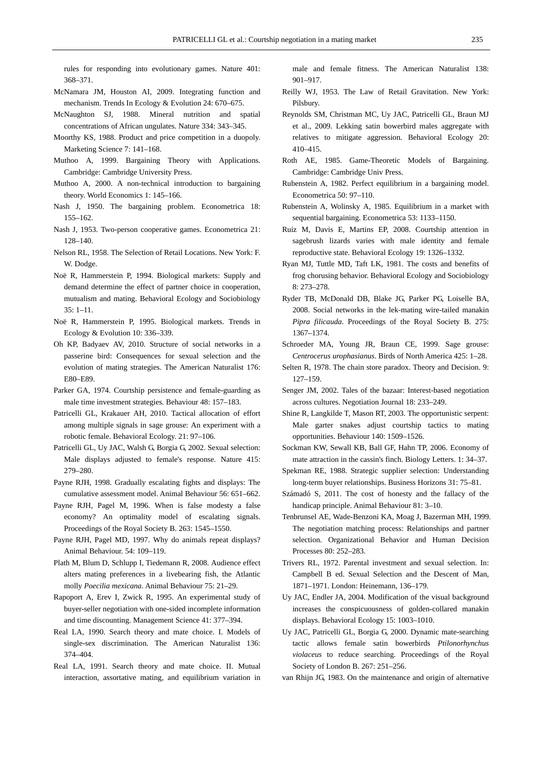rules for responding into evolutionary games. Nature 401: 368–371.

McNamara JM, Houston AI, 2009. Integrating function and mechanism. Trends In Ecology & Evolution 24: 670–675.

McNaughton SJ, 1988. Mineral nutrition and spatial concentrations of African ungulates. Nature 334: 343–345.

Moorthy KS, 1988. Product and price competition in a duopoly. Marketing Science 7: 141–168.

Muthoo A, 1999. Bargaining Theory with Applications. Cambridge: Cambridge University Press.

Muthoo A, 2000. A non-technical introduction to bargaining theory. World Economics 1: 145–166.

Nash J, 1950. The bargaining problem. Econometrica 18: 155–162.

Nash J, 1953. Two-person cooperative games. Econometrica 21: 128–140.

Nelson RL, 1958. The Selection of Retail Locations. New York: F. W. Dodge.

Noë R, Hammerstein P, 1994. Biological markets: Supply and demand determine the effect of partner choice in cooperation, mutualism and mating. Behavioral Ecology and Sociobiology 35: 1–11.

Noë R, Hammerstein P, 1995. Biological markets. Trends in Ecology & Evolution 10: 336–339.

Oh KP, Badyaev AV, 2010. Structure of social networks in a passerine bird: Consequences for sexual selection and the evolution of mating strategies. The American Naturalist 176: E80–E89.

Parker GA, 1974. Courtship persistence and female-guarding as male time investment strategies. Behaviour 48: 157–183.

Patricelli GL, Krakauer AH, 2010. Tactical allocation of effort among multiple signals in sage grouse: An experiment with a robotic female. Behavioral Ecology. 21: 97–106.

Patricelli GL, Uy JAC, Walsh G, Borgia G, 2002. Sexual selection: Male displays adjusted to female's response. Nature 415: 279–280.

Payne RJH, 1998. Gradually escalating fights and displays: The cumulative assessment model. Animal Behaviour 56: 651–662.

Payne RJH, Pagel M, 1996. When is false modesty a false economy? An optimality model of escalating signals. Proceedings of the Royal Society B. 263: 1545–1550.

Payne RJH, Pagel MD, 1997. Why do animals repeat displays? Animal Behaviour. 54: 109–119.

Plath M, Blum D, Schlupp I, Tiedemann R, 2008. Audience effect alters mating preferences in a livebearing fish, the Atlantic molly *Poecilia mexicana*. Animal Behaviour 75: 21–29.

Rapoport A, Erev I, Zwick R, 1995. An experimental study of buyer-seller negotiation with one-sided incomplete information and time discounting. Management Science 41: 377–394.

Real LA, 1990. Search theory and mate choice. I. Models of single-sex discrimination. The American Naturalist 136: 374–404.

Real LA, 1991. Search theory and mate choice. II. Mutual interaction, assortative mating, and equilibrium variation in male and female fitness. The American Naturalist 138: 901–917.

Reilly WJ, 1953. The Law of Retail Gravitation. New York: Pilsbury.

Reynolds SM, Christman MC, Uy JAC, Patricelli GL, Braun MJ et al., 2009. Lekking satin bowerbird males aggregate with relatives to mitigate aggression. Behavioral Ecology 20: 410–415.

Roth AE, 1985. Game-Theoretic Models of Bargaining. Cambridge: Cambridge Univ Press.

Rubenstein A, 1982. Perfect equilibrium in a bargaining model. Econometrica 50: 97–110.

Rubenstein A, Wolinsky A, 1985. Equilibrium in a market with sequential bargaining. Econometrica 53: 1133–1150.

Ruiz M, Davis E, Martins EP, 2008. Courtship attention in sagebrush lizards varies with male identity and female reproductive state. Behavioral Ecology 19: 1326–1332.

Ryan MJ, Tuttle MD, Taft LK, 1981. The costs and benefits of frog chorusing behavior. Behavioral Ecology and Sociobiology 8: 273–278.

Ryder TB, McDonald DB, Blake JG, Parker PG, Loiselle BA, 2008. Social networks in the lek-mating wire-tailed manakin *Pipra filicauda*. Proceedings of the Royal Society B. 275: 1367–1374.

Schroeder MA, Young JR, Braun CE, 1999. Sage grouse: *Centrocerus urophasianus*. Birds of North America 425: 1–28.

Selten R, 1978. The chain store paradox. Theory and Decision. 9: 127–159.

Senger JM, 2002. Tales of the bazaar: Interest-based negotiation across cultures. Negotiation Journal 18: 233–249.

Shine R, Langkilde T, Mason RT, 2003. The opportunistic serpent: Male garter snakes adjust courtship tactics to mating opportunities. Behaviour 140: 1509–1526.

Sockman KW, Sewall KB, Ball GF, Hahn TP, 2006. Economy of mate attraction in the cassin's finch. Biology Letters. 1: 34–37.

Spekman RE, 1988. Strategic supplier selection: Understanding long-term buyer relationships. Business Horizons 31: 75–81.

Számadó S, 2011. The cost of honesty and the fallacy of the handicap principle. Animal Behaviour 81: 3–10.

Tenbrunsel AE, Wade-Benzoni KA, Moag J, Bazerman MH, 1999. The negotiation matching process: Relationships and partner selection. Organizational Behavior and Human Decision Processes 80: 252–283.

Trivers RL, 1972. Parental investment and sexual selection. In: Campbell B ed. Sexual Selection and the Descent of Man, 1871–1971. London: Heinemann, 136–179.

Uy JAC, Endler JA, 2004. Modification of the visual background increases the conspicuousness of golden-collared manakin displays. Behavioral Ecology 15: 1003–1010.

Uy JAC, Patricelli GL, Borgia G, 2000. Dynamic mate-searching tactic allows female satin bowerbirds *Ptilonorhynchus violaceus* to reduce searching. Proceedings of the Royal Society of London B. 267: 251–256.

van Rhijn JG, 1983. On the maintenance and origin of alternative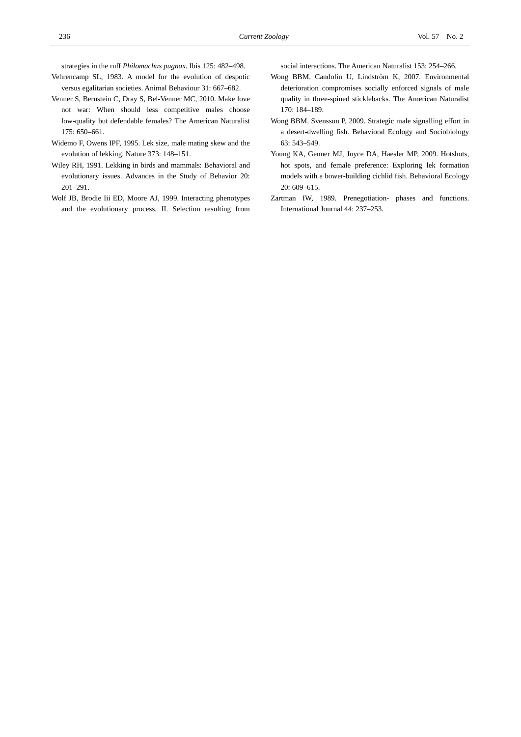strategies in the ruff *Philomachus pugnax*. Ibis 125: 482–498.

Vehrencamp SL, 1983. A model for the evolution of despotic versus egalitarian societies. Animal Behaviour 31: 667–682.

Venner S, Bernstein C, Dray S, Bel-Venner MC, 2010. Make love not war: When should less competitive males choose low-quality but defendable females? The American Naturalist 175: 650–661.

Widemo F, Owens IPF, 1995. Lek size, male mating skew and the evolution of lekking. Nature 373: 148–151.

Wiley RH, 1991. Lekking in birds and mammals: Behavioral and evolutionary issues. Advances in the Study of Behavior 20: 201–291.

Wolf JB, Brodie Iii ED, Moore AJ, 1999. Interacting phenotypes and the evolutionary process. II. Selection resulting from social interactions. The American Naturalist 153: 254–266.

Wong BBM, Candolin U, Lindström K, 2007. Environmental deterioration compromises socially enforced signals of male quality in three-spined sticklebacks. The American Naturalist 170: 184–189.

Wong BBM, Svensson P, 2009. Strategic male signalling effort in a desert-dwelling fish. Behavioral Ecology and Sociobiology 63: 543–549.

Young KA, Genner MJ, Joyce DA, Haesler MP, 2009. Hotshots, hot spots, and female preference: Exploring lek formation models with a bower-building cichlid fish. Behavioral Ecology 20: 609–615.

Zartman IW, 1989. Prenegotiation- phases and functions. International Journal 44: 237–253.